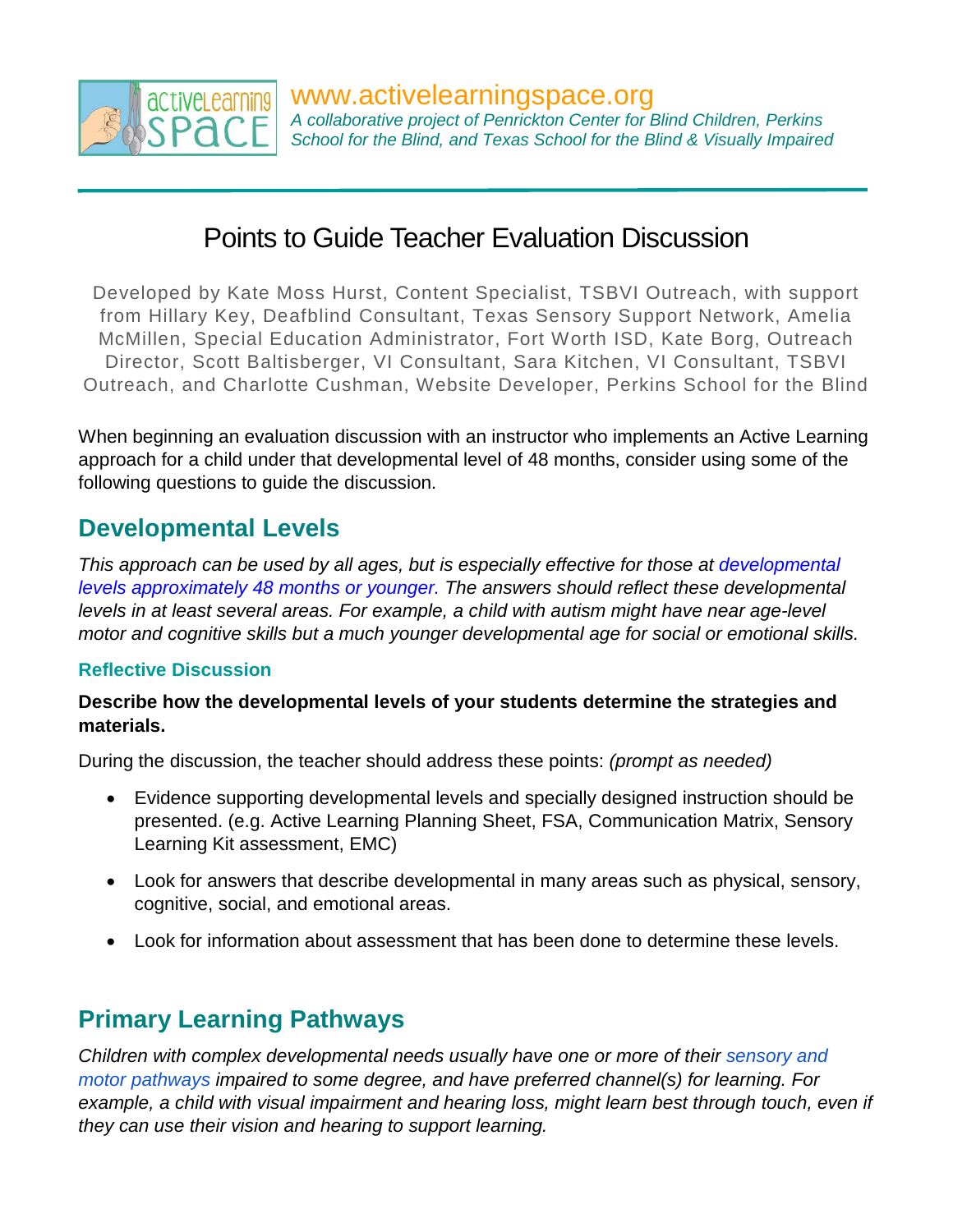www.activelearningspace.org

*A collaborative project of Penrickton Center for Blind Children, Perkins School for the Blind, and Texas School for the Blind & Visually Impaired*

# Points to Guide Teacher Evaluation Discussion

Developed by Kate Moss Hurst, Content Specialist, TSBVI Outreach, with support from Hillary Key, Deafblind Consultant, Texas Sensory Support Network, Amelia McMillen, Special Education Administrator, Fort Worth ISD, Kate Borg, Outreach Director, Scott Baltisberger, VI Consultant, Sara Kitchen, VI Consultant, TSBVI Outreach, and Charlotte Cushman, Website Developer, Perkins School for the Blind

When beginning an evaluation discussion with an instructor who implements an Active Learning approach for a child under that developmental level of 48 months, consider using some of the following questions to guide the discussion.

## Developmental Levels

*This approach can be used by all ages, but is especially effective for those at developmental levels approximately 48 months or younger. The answers should reflect these developmental levels in at least several areas. For example, a child with autism might have near age-level motor and cognitive skills but a much younger developmental age for social or emotional skills.*

### Reflective Discussion

**Describe how the developmental levels of your students determine the strategies and materials.**

During the discussion, the teacher should address these points: *(prompt as needed)*

- Evidence supporting developmental levels and specially designed instruction should be presented. (e.g. Active Learning Planning Sheet, FSA, Communication Matrix, Sensory Learning Kit assessment, EMC)
- Look for answers that describe developmental in many areas such as physical, sensory, cognitive, social, and emotional areas.
- Look for information about assessment that has been done to determine these levels.

## Primary Learning Pathways

*Children with complex developmental needs usually have one or more of their sensory and motor pathways impaired to some degree, and have preferred channel(s) for learning. For example, a child with visual impairment and hearing loss, might learn best through touch, even if they can use their vision and hearing to support learning.*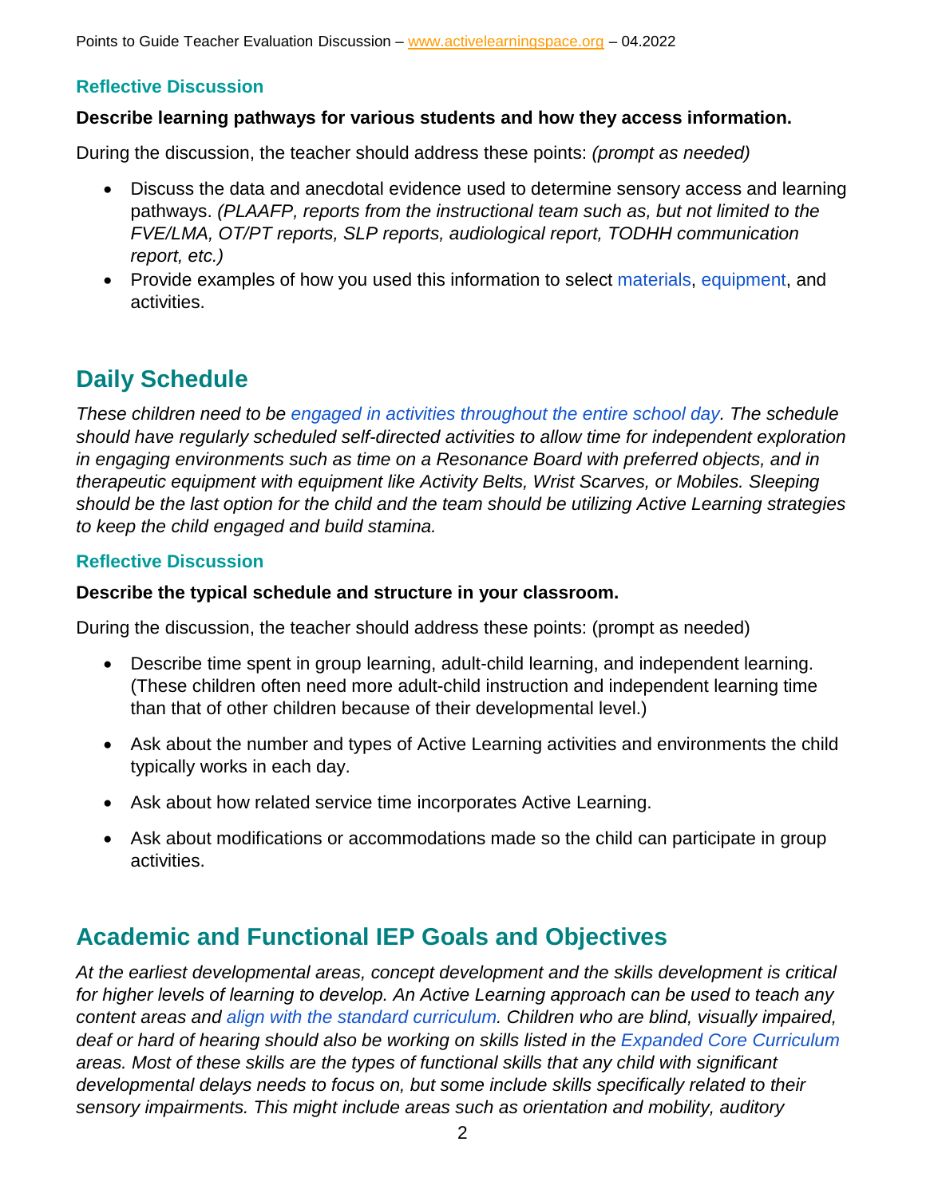### Reflective Discussion

**Describe learning pathways for various students and how they access information.**

During the discussion, the teacher should address these points: *(prompt as needed)*

- Discuss the data and anecdotal evidence used to determine sensory access and learning pathways. *(PLAAFP, reports from the instructional team such as, but not limited to the FVE/LMA, OT/PT reports, SLP reports, audiological report, TODHH communication report, etc.)*
- Provide examples of how you used this information to select materials, equipment, and activities.

## Daily Schedule

*These children need to be engaged in activities throughout the entire school day. The schedule should have regularly scheduled self-directed activities to allow time for independent exploration in engaging environments such as time on a Resonance Board with preferred objects, and in therapeutic equipment with equipment like Activity Belts, Wrist Scarves, or Mobiles. Sleeping should be the last option for the child and the team should be utilizing Active Learning strategies to keep the child engaged and build stamina.*

### Reflective Discussion

**Describe the typical schedule and structure in your classroom.**

During the discussion, the teacher should address these points: (prompt as needed)

- Describe time spent in group learning, adult-child learning, and independent learning. (These children often need more adult-child instruction and independent learning time than that of other children because of their developmental level.)
- Ask about the number and types of Active Learning activities and environments the child typically works in each day.
- Ask about how related service time incorporates Active Learning.
- Ask about modifications or accommodations made so the child can participate in group activities.

## Academic and Functional IEP Goals and Objectives

*At the earliest developmental areas, concept development and the skills development is critical for higher levels of learning to develop. An Active Learning approach can be used to teach any content areas and align with the standard curriculum. Children who are blind, visually impaired, deaf or hard of hearing should also be working on skills listed in the Expanded Core Curriculum areas. Most of these skills are the types of functional skills that any child with significant developmental delays needs to focus on, but some include skills specifically related to their sensory impairments. This might include areas such as orientation and mobility, auditory*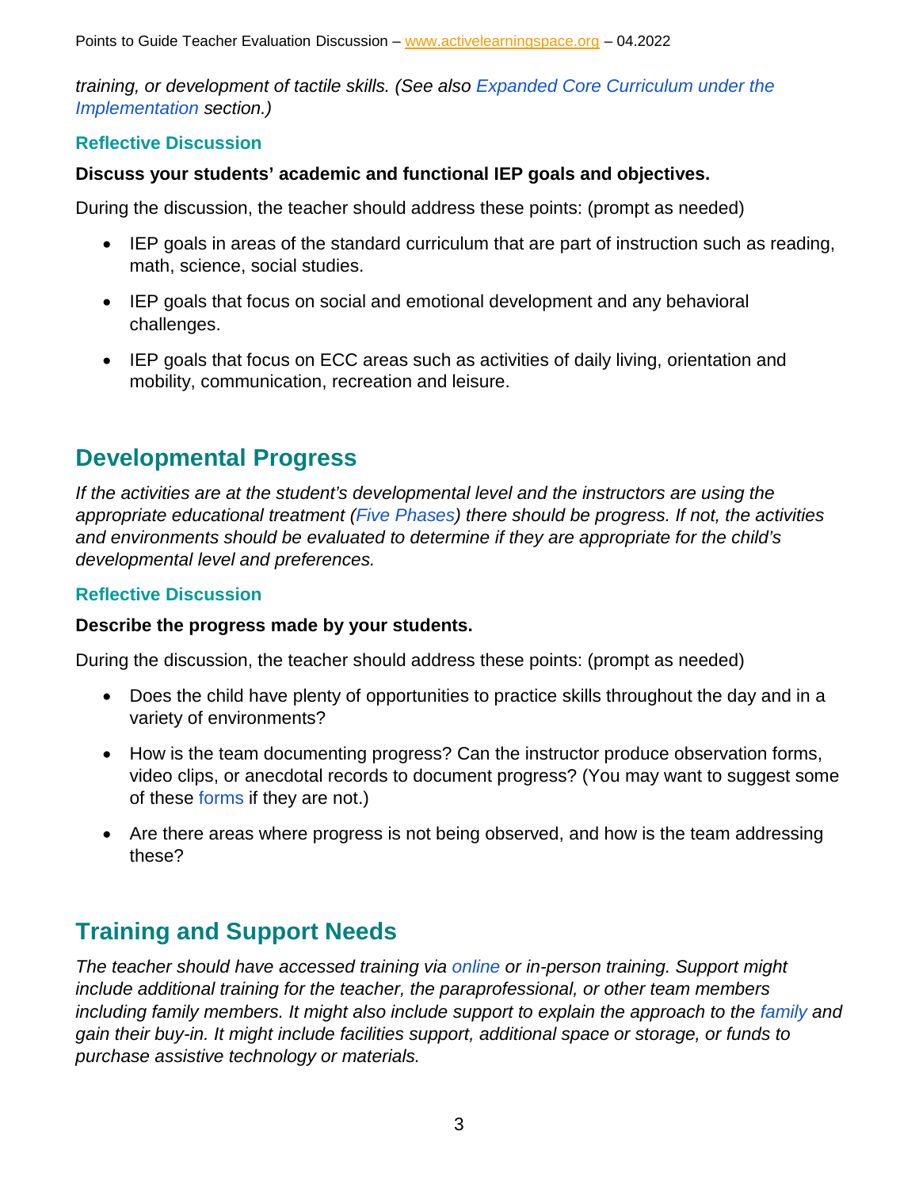*training, or development of tactile skills. (See also Expanded Core Curriculum under the Implementation section.)*

### Reflective Discussion

**Discuss your students' academic and functional IEP goals and objectives.**

During the discussion, the teacher should address these points: (prompt as needed)

- IEP goals in areas of the standard curriculum that are part of instruction such as reading, math, science, social studies.
- IEP goals that focus on social and emotional development and any behavioral challenges.
- IEP goals that focus on ECC areas such as activities of daily living, orientation and mobility, communication, recreation and leisure.

## Developmental Progress

*If the activities are at the student's developmental level and the instructors are using the appropriate educational treatment (Five Phases) there should be progress. If not, the activities and environments should be evaluated to determine if they are appropriate for the child's developmental level and preferences.*

### Reflective Discussion

**Describe the progress made by your students.**

During the discussion, the teacher should address these points: (prompt as needed)

- Does the child have plenty of opportunities to practice skills throughout the day and in a variety of environments?
- How is the team documenting progress? Can the instructor produce observation forms, video clips, or anecdotal records to document progress? (You may want to suggest some of these forms if they are not.)
- Are there areas where progress is not being observed, and how is the team addressing these?

## Training and Support Needs

*The teacher should have accessed training via online or in-person training. Support might include additional training for the teacher, the paraprofessional, or other team members including family members. It might also include support to explain the approach to the family and gain their buy-in. It might include facilities support, additional space or storage, or funds to purchase assistive technology or materials.*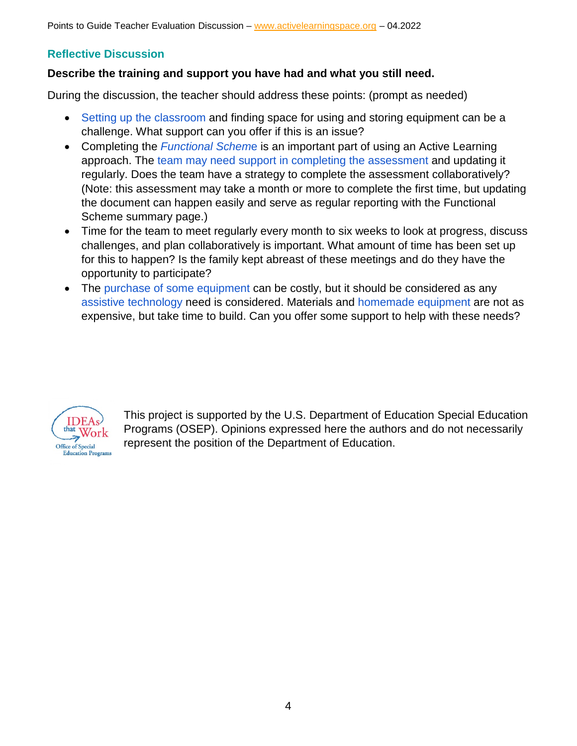## Reflective Discussion

**Describe the training and support you have had and what you still need.**

During the discussion, the teacher should address these points: (prompt as needed)

- Setting up the classroom and finding space for using and storing equipment can be a challenge. What support can you offer if this is an issue?
- Completing the *Functional Scheme* is an important part of using an Active Learning approach. The team may need support in completing the assessment and updating it regularly. Does the team have a strategy to complete the assessment collaboratively? (Note: this assessment may take a month or more to complete the first time, but updating the document can happen easily and serve as regular reporting with the Functional Scheme summary page.)
- Time for the team to meet regularly every month to six weeks to look at progress, discuss challenges, and plan collaboratively is important. What amount of time has been set up for this to happen? Is the family kept abreast of these meetings and do they have the opportunity to participate?
- The purchase of some equipment can be costly, but it should be considered as any assistive technology need is considered. Materials and homemade equipment are not as expensive, but take time to build. Can you offer some support to help with these needs?

IDEAs that Work
Office of Special Education Programs

This project is supported by the U.S. Department of Education Special Education Programs (OSEP). Opinions expressed here the authors and do not necessarily represent the position of the Department of Education.